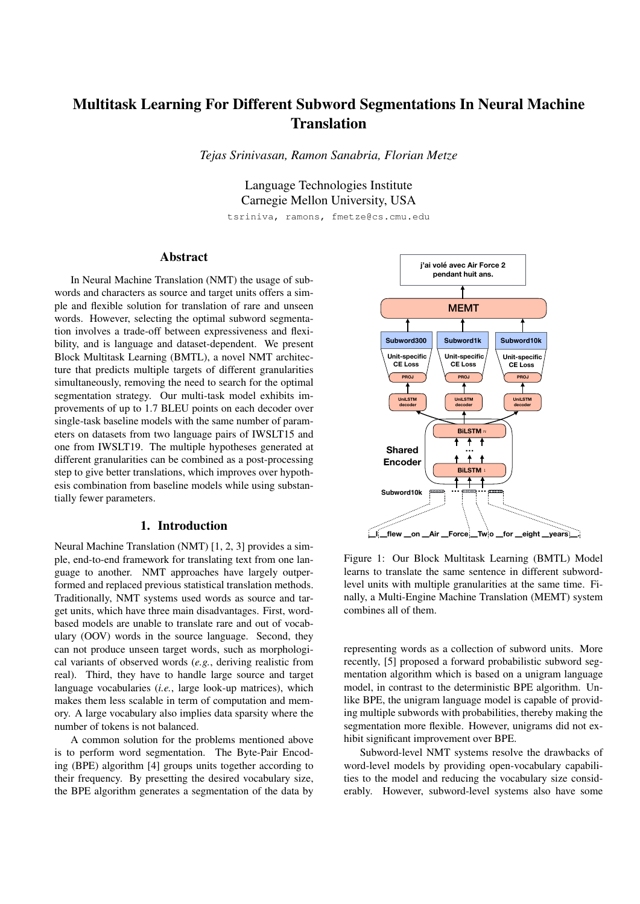# Multitask Learning For Different Subword Segmentations In Neural Machine Translation

*Tejas Srinivasan, Ramon Sanabria, Florian Metze*

Language Technologies Institute
Carnegie Mellon University, USA

tsriniva, ramons, fmetze@cs.cmu.edu

## Abstract

In Neural Machine Translation (NMT) the usage of subwords and characters as source and target units offers a simple and flexible solution for translation of rare and unseen words. However, selecting the optimal subword segmentation involves a trade-off between expressiveness and flexibility, and is language and dataset-dependent. We present Block Multitask Learning (BMTL), a novel NMT architecture that predicts multiple targets of different granularities simultaneously, removing the need to search for the optimal segmentation strategy. Our multi-task model exhibits improvements of up to 1.7 BLEU points on each decoder over single-task baseline models with the same number of parameters on datasets from two language pairs of IWSLT15 and one from IWSLT19. The multiple hypotheses generated at different granularities can be combined as a post-processing step to give better translations, which improves over hypothesis combination from baseline models while using substantially fewer parameters.

## 1. Introduction

Neural Machine Translation (NMT) [1, 2, 3] provides a simple, end-to-end framework for translating text from one language to another. NMT approaches have largely outperformed and replaced previous statistical translation methods. Traditionally, NMT systems used words as source and target units, which have three main disadvantages. First, word-based models are unable to translate rare and out of vocabulary (OOV) words in the source language. Second, they can not produce unseen target words, such as morphological variants of observed words (*e.g.*, deriving realistic from real). Third, they have to handle large source and target language vocabularies (*i.e.*, large look-up matrices), which makes them less scalable in term of computation and memory. A large vocabulary also implies data sparsity where the number of tokens is not balanced.

A common solution for the problems mentioned above is to perform word segmentation. The Byte-Pair Encoding (BPE) algorithm [4] groups units together according to their frequency. By presetting the desired vocabulary size, the BPE algorithm generates a segmentation of the data by representing words as a collection of subword units. More recently, [5] proposed a forward probabilistic subword segmentation algorithm which is based on a unigram language model, in contrast to the deterministic BPE algorithm. Unlike BPE, the unigram language model is capable of providing multiple subwords with probabilities, thereby making the segmentation more flexible. However, unigrams did not exhibit significant improvement over BPE.

Figure 1: Our Block Multitask Learning (BMTL) Model learns to translate the same sentence in different subword-level units with multiple granularities at the same time. Finally, a Multi-Engine Machine Translation (MEMT) system combines all of them.

Subword-level NMT systems resolve the drawbacks of word-level models by providing open-vocabulary capabilities to the model and reducing the vocabulary size considerably. However, subword-level systems also have some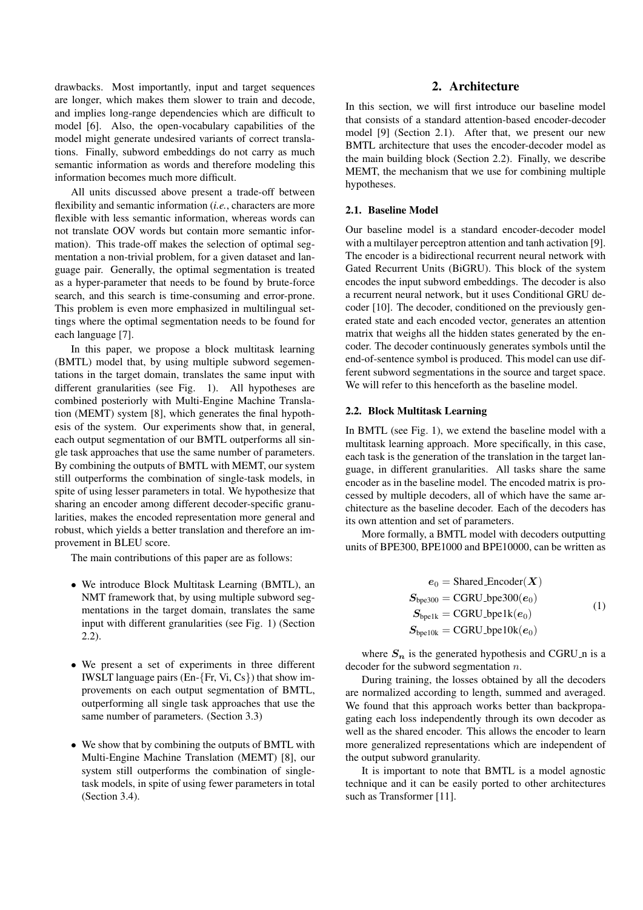drawbacks. Most importantly, input and target sequences are longer, which makes them slower to train and decode, and implies long-range dependencies which are difficult to model [6]. Also, the open-vocabulary capabilities of the model might generate undesired variants of correct translations. Finally, subword embeddings do not carry as much semantic information as words and therefore modeling this information becomes much more difficult.

All units discussed above present a trade-off between flexibility and semantic information (*i.e.*, characters are more flexible with less semantic information, whereas words can not translate OOV words but contain more semantic information). This trade-off makes the selection of optimal segmentation a non-trivial problem, for a given dataset and language pair. Generally, the optimal segmentation is treated as a hyper-parameter that needs to be found by brute-force search, and this search is time-consuming and error-prone. This problem is even more emphasized in multilingual settings where the optimal segmentation needs to be found for each language [7].

In this paper, we propose a block multitask learning (BMTL) model that, by using multiple subword segementations in the target domain, translates the same input with different granularities (see Fig. 1). All hypotheses are combined posteriorly with Multi-Engine Machine Translation (MEMT) system [8], which generates the final hypothesis of the system. Our experiments show that, in general, each output segmentation of our BMTL outperforms all single task approaches that use the same number of parameters. By combining the outputs of BMTL with MEMT, our system still outperforms the combination of single-task models, in spite of using lesser parameters in total. We hypothesize that sharing an encoder among different decoder-specific granularities, makes the encoded representation more general and robust, which yields a better translation and therefore an improvement in BLEU score.

The main contributions of this paper are as follows:

- We introduce Block Multitask Learning (BMTL), an NMT framework that, by using multiple subword segmentations in the target domain, translates the same input with different granularities (see Fig. 1) (Section 2.2).
- We present a set of experiments in three different IWSLT language pairs (En-{Fr, Vi, Cs}) that show improvements on each output segmentation of BMTL, outperforming all single task approaches that use the same number of parameters. (Section 3.3)
- We show that by combining the outputs of BMTL with Multi-Engine Machine Translation (MEMT) [8], our system still outperforms the combination of single-task models, in spite of using fewer parameters in total (Section 3.4).

## 2. Architecture

In this section, we will first introduce our baseline model that consists of a standard attention-based encoder-decoder model [9] (Section 2.1). After that, we present our new BMTL architecture that uses the encoder-decoder model as the main building block (Section 2.2). Finally, we describe MEMT, the mechanism that we use for combining multiple hypotheses.

### 2.1. Baseline Model

Our baseline model is a standard encoder-decoder model with a multilayer perceptron attention and tanh activation [9]. The encoder is a bidirectional recurrent neural network with Gated Recurrent Units (BiGRU). This block of the system encodes the input subword embeddings. The decoder is also a recurrent neural network, but it uses Conditional GRU decoder [10]. The decoder, conditioned on the previously generated state and each encoded vector, generates an attention matrix that weighs all the hidden states generated by the encoder. The decoder continuously generates symbols until the end-of-sentence symbol is produced. This model can use different subword segmentations in the source and target space. We will refer to this henceforth as the baseline model.

### 2.2. Block Multitask Learning

In BMTL (see Fig. 1), we extend the baseline model with a multitask learning approach. More specifically, in this case, each task is the generation of the translation in the target language, in different granularities. All tasks share the same encoder as in the baseline model. The encoded matrix is processed by multiple decoders, all of which have the same architecture as the baseline decoder. Each of the decoders has its own attention and set of parameters.

More formally, a BMTL model with decoders outputting units of BPE300, BPE1000 and BPE10000, can be written as

$$
\begin{aligned}
\boldsymbol{e}_0 &= \text{Shared\_Encoder}(\boldsymbol{X}) \\
\boldsymbol{S}_{\text{bpe300}} &= \text{CGRU\_bpe300}(\boldsymbol{e}_0) \\
\boldsymbol{S}_{\text{bpe1k}} &= \text{CGRU\_bpe1k}(\boldsymbol{e}_0) \\
\boldsymbol{S}_{\text{bpe10k}} &= \text{CGRU\_bpe10k}(\boldsymbol{e}_0)
\end{aligned}
\tag{1}
$$

where $\boldsymbol{S_n}$ is the generated hypothesis and CGRU_n is a decoder for the subword segmentation $n$.

During training, the losses obtained by all the decoders are normalized according to length, summed and averaged. We found that this approach works better than backpropagating each loss independently through its own decoder as well as the shared encoder. This allows the encoder to learn more generalized representations which are independent of the output subword granularity.

It is important to note that BMTL is a model agnostic technique and it can be easily ported to other architectures such as Transformer [11].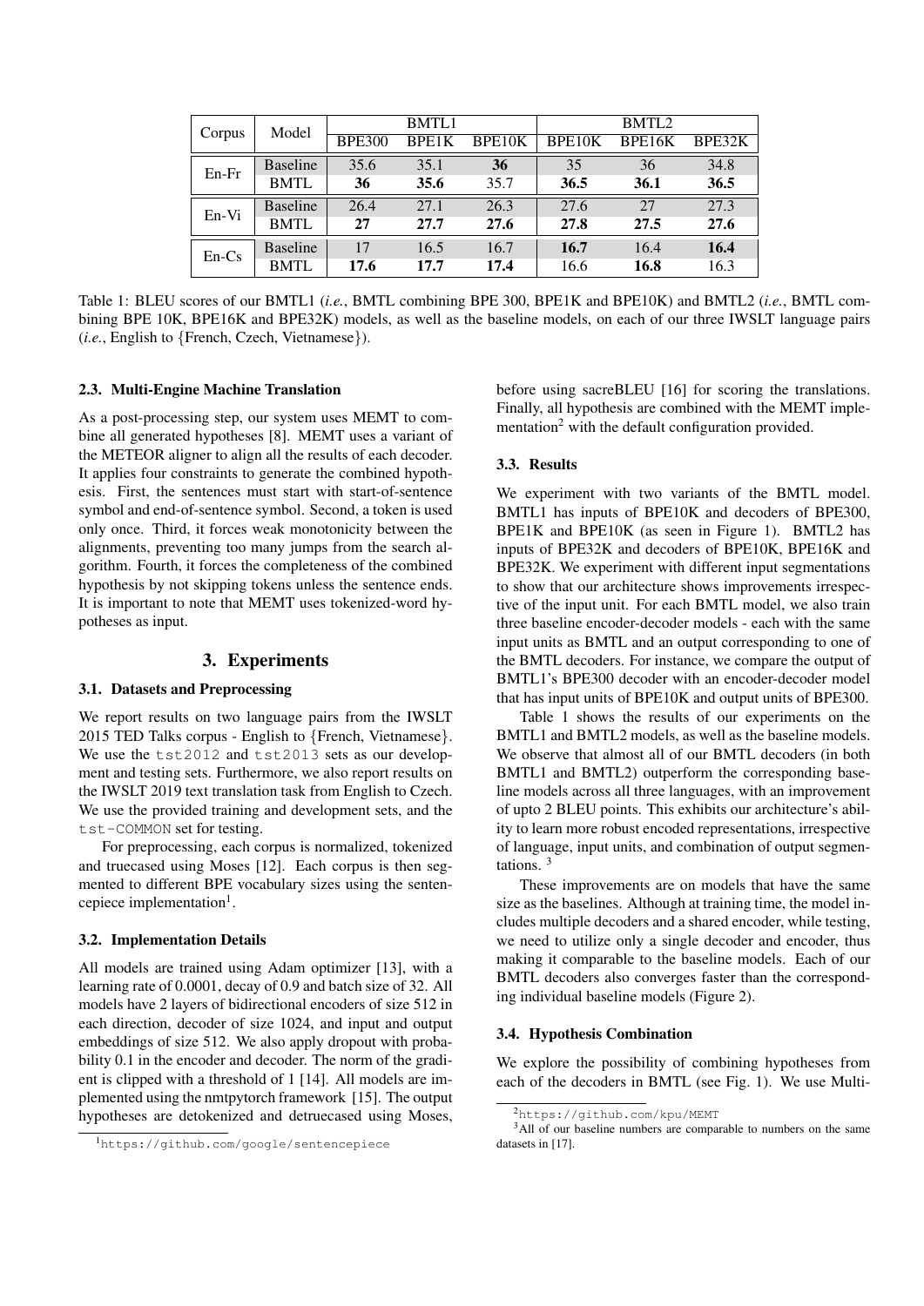| Corpus | Model | BMTL1 | | | BMTL2 | | |
|---|---|---|---|---|---|---|---|
| | | BPE300 | BPE1K | BPE10K | BPE10K | BPE16K | BPE32K |
| En-Fr | Baseline | 35.6 | 35.1 | **36** | 35 | 36 | 34.8 |
| | BMTL | **36** | **35.6** | 35.7 | **36.5** | **36.1** | **36.5** |
| En-Vi | Baseline | 26.4 | 27.1 | 26.3 | 27.6 | 27 | 27.3 |
| | BMTL | **27** | **27.7** | **27.6** | **27.8** | **27.5** | **27.6** |
| En-Cs | Baseline | 17 | 16.5 | 16.7 | **16.7** | 16.4 | **16.4** |
| | BMTL | **17.6** | **17.7** | **17.4** | 16.6 | **16.8** | 16.3 |

Table 1: BLEU scores of our BMTL1 (*i.e.*, BMTL combining BPE 300, BPE1K and BPE10K) and BMTL2 (*i.e.*, BMTL combining BPE 10K, BPE16K and BPE32K) models, as well as the baseline models, on each of our three IWSLT language pairs (*i.e.*, English to {French, Czech, Vietnamese}).

### 2.3. Multi-Engine Machine Translation

As a post-processing step, our system uses MEMT to combine all generated hypotheses [8]. MEMT uses a variant of the METEOR aligner to align all the results of each decoder. It applies four constraints to generate the combined hypothesis. First, the sentences must start with start-of-sentence symbol and end-of-sentence symbol. Second, a token is used only once. Third, it forces weak monotonicity between the alignments, preventing too many jumps from the search algorithm. Fourth, it forces the completeness of the combined hypothesis by not skipping tokens unless the sentence ends. It is important to note that MEMT uses tokenized-word hypotheses as input.

## 3. Experiments

### 3.1. Datasets and Preprocessing

We report results on two language pairs from the IWSLT 2015 TED Talks corpus - English to {French, Vietnamese}. We use the `tst2012` and `tst2013` sets as our development and testing sets. Furthermore, we also report results on the IWSLT 2019 text translation task from English to Czech. We use the provided training and development sets, and the `tst-COMMON` set for testing.

For preprocessing, each corpus is normalized, tokenized and truecased using Moses [12]. Each corpus is then segmented to different BPE vocabulary sizes using the sentencepiece implementation[1].

### 3.2. Implementation Details

All models are trained using Adam optimizer [13], with a learning rate of 0.0001, decay of 0.9 and batch size of 32. All models have 2 layers of bidirectional encoders of size 512 in each direction, decoder of size 1024, and input and output embeddings of size 512. We also apply dropout with probability 0.1 in the encoder and decoder. The norm of the gradient is clipped with a threshold of 1 [14]. All models are implemented using the nmtpytorch framework [15]. The output hypotheses are detokenized and detruecased using Moses, before using sacreBLEU [16] for scoring the translations. Finally, all hypothesis are combined with the MEMT implementation[2] with the default configuration provided.

### 3.3. Results

We experiment with two variants of the BMTL model. BMTL1 has inputs of BPE10K and decoders of BPE300, BPE1K and BPE10K (as seen in Figure 1). BMTL2 has inputs of BPE32K and decoders of BPE10K, BPE16K and BPE32K. We experiment with different input segmentations to show that our architecture shows improvements irrespective of the input unit. For each BMTL model, we also train three baseline encoder-decoder models - each with the same input units as BMTL and an output corresponding to one of the BMTL decoders. For instance, we compare the output of BMTL1's BPE300 decoder with an encoder-decoder model that has input units of BPE10K and output units of BPE300.

Table 1 shows the results of our experiments on the BMTL1 and BMTL2 models, as well as the baseline models. We observe that almost all of our BMTL decoders (in both BMTL1 and BMTL2) outperform the corresponding baseline models across all three languages, with an improvement of upto 2 BLEU points. This exhibits our architecture's ability to learn more robust encoded representations, irrespective of language, input units, and combination of output segmentations. [3]

These improvements are on models that have the same size as the baselines. Although at training time, the model includes multiple decoders and a shared encoder, while testing, we need to utilize only a single decoder and encoder, thus making it comparable to the baseline models. Each of our BMTL decoders also converges faster than the corresponding individual baseline models (Figure 2).

### 3.4. Hypothesis Combination

We explore the possibility of combining hypotheses from each of the decoders in BMTL (see Fig. 1). We use Multi-

[1] https://github.com/google/sentencepiece

[2] https://github.com/kpu/MEMT

[3] All of our baseline numbers are comparable to numbers on the same datasets in [17].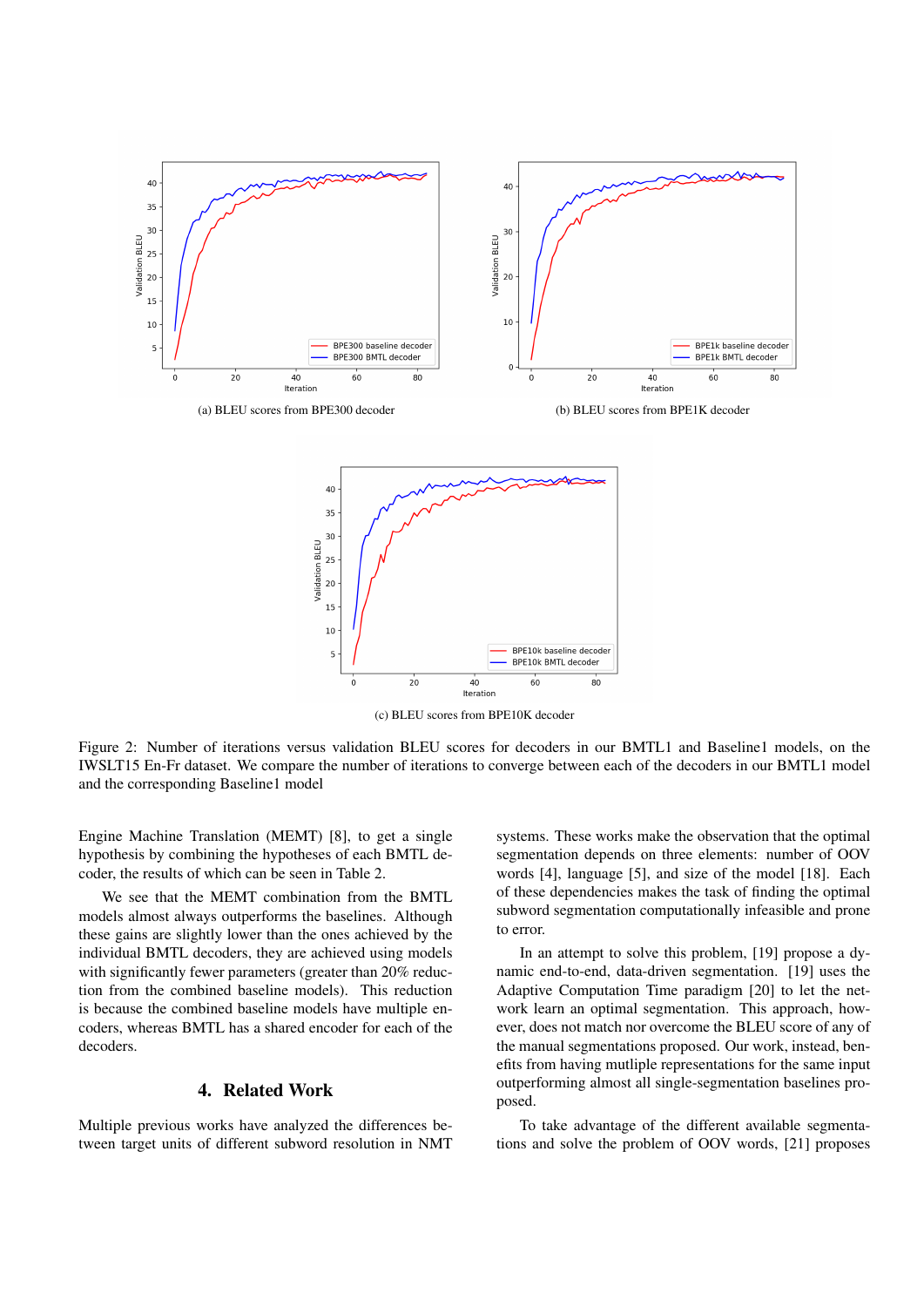(a) BLEU scores from BPE300 decoder

(b) BLEU scores from BPE1K decoder

(c) BLEU scores from BPE10K decoder

Figure 2: Number of iterations versus validation BLEU scores for decoders in our BMTL1 and Baseline1 models, on the IWSLT15 En-Fr dataset. We compare the number of iterations to converge between each of the decoders in our BMTL1 model and the corresponding Baseline1 model

Engine Machine Translation (MEMT) [8], to get a single hypothesis by combining the hypotheses of each BMTL decoder, the results of which can be seen in Table 2.

We see that the MEMT combination from the BMTL models almost always outperforms the baselines. Although these gains are slightly lower than the ones achieved by the individual BMTL decoders, they are achieved using models with significantly fewer parameters (greater than 20% reduction from the combined baseline models). This reduction is because the combined baseline models have multiple encoders, whereas BMTL has a shared encoder for each of the decoders.

## 4. Related Work

Multiple previous works have analyzed the differences between target units of different subword resolution in NMT systems. These works make the observation that the optimal segmentation depends on three elements: number of OOV words [4], language [5], and size of the model [18]. Each of these dependencies makes the task of finding the optimal subword segmentation computationally infeasible and prone to error.

In an attempt to solve this problem, [19] propose a dynamic end-to-end, data-driven segmentation. [19] uses the Adaptive Computation Time paradigm [20] to let the network learn an optimal segmentation. This approach, however, does not match nor overcome the BLEU score of any of the manual segmentations proposed. Our work, instead, benefits from having mutliple representations for the same input outperforming almost all single-segmentation baselines proposed.

To take advantage of the different available segmentations and solve the problem of OOV words, [21] proposes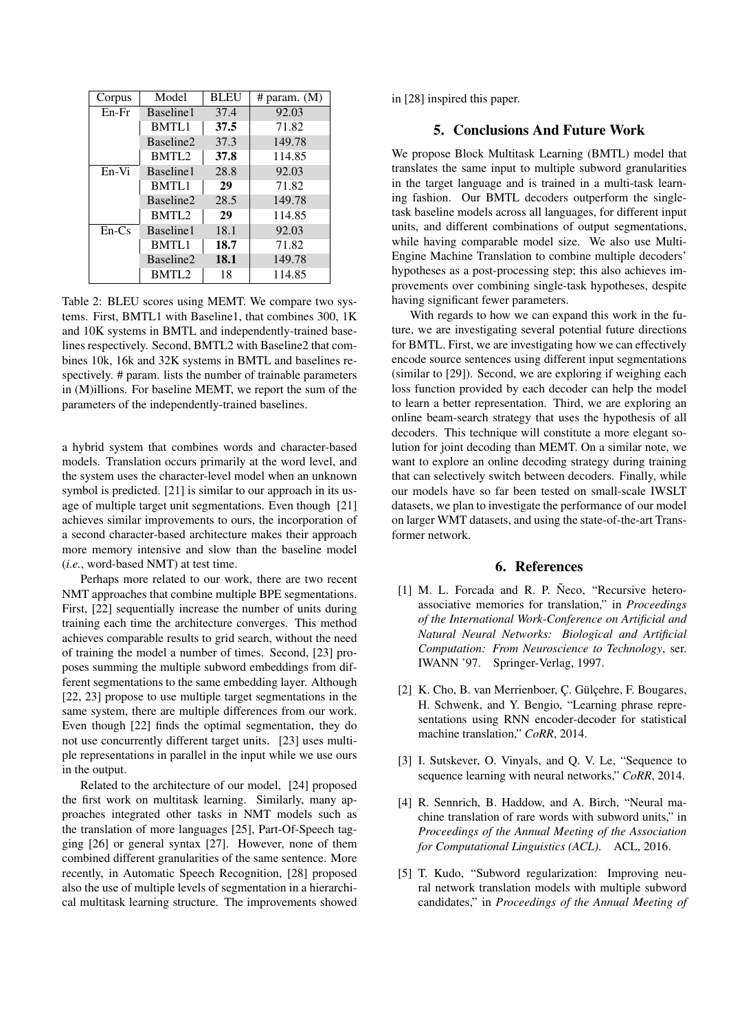| Corpus | Model | BLEU | # param. (M) |
|---|---|---|---|
| En-Fr | Baseline1 | 37.4 | 92.03 |
| | BMTL1 | **37.5** | 71.82 |
| | Baseline2 | 37.3 | 149.78 |
| | BMTL2 | **37.8** | 114.85 |
| En-Vi | Baseline1 | 28.8 | 92.03 |
| | BMTL1 | **29** | 71.82 |
| | Baseline2 | 28.5 | 149.78 |
| | BMTL2 | **29** | 114.85 |
| En-Cs | Baseline1 | 18.1 | 92.03 |
| | BMTL1 | **18.7** | 71.82 |
| | Baseline2 | **18.1** | 149.78 |
| | BMTL2 | 18 | 114.85 |

Table 2: BLEU scores using MEMT. We compare two systems. First, BMTL1 with Baseline1, that combines 300, 1K and 10K systems in BMTL and independently-trained baselines respectively. Second, BMTL2 with Baseline2 that combines 10k, 16k and 32K systems in BMTL and baselines respectively. # param. lists the number of trainable parameters in (M)illions. For baseline MEMT, we report the sum of the parameters of the independently-trained baselines.

a hybrid system that combines words and character-based models. Translation occurs primarily at the word level, and the system uses the character-level model when an unknown symbol is predicted. [21] is similar to our approach in its usage of multiple target unit segmentations. Even though [21] achieves similar improvements to ours, the incorporation of a second character-based architecture makes their approach more memory intensive and slow than the baseline model (*i.e.*, word-based NMT) at test time.

Perhaps more related to our work, there are two recent NMT approaches that combine multiple BPE segmentations. First, [22] sequentially increase the number of units during training each time the architecture converges. This method achieves comparable results to grid search, without the need of training the model a number of times. Second, [23] proposes summing the multiple subword embeddings from different segmentations to the same embedding layer. Although [22, 23] propose to use multiple target segmentations in the same system, there are multiple differences from our work. Even though [22] finds the optimal segmentation, they do not use concurrently different target units. [23] uses multiple representations in parallel in the input while we use ours in the output.

Related to the architecture of our model, [24] proposed the first work on multitask learning. Similarly, many approaches integrated other tasks in NMT models such as the translation of more languages [25], Part-Of-Speech tagging [26] or general syntax [27]. However, none of them combined different granularities of the same sentence. More recently, in Automatic Speech Recognition, [28] proposed also the use of multiple levels of segmentation in a hierarchical multitask learning structure. The improvements showed in [28] inspired this paper.

## 5. Conclusions And Future Work

We propose Block Multitask Learning (BMTL) model that translates the same input to multiple subword granularities in the target language and is trained in a multi-task learning fashion. Our BMTL decoders outperform the single-task baseline models across all languages, for different input units, and different combinations of output segmentations, while having comparable model size. We also use Multi-Engine Machine Translation to combine multiple decoders' hypotheses as a post-processing step; this also achieves improvements over combining single-task hypotheses, despite having significant fewer parameters.

With regards to how we can expand this work in the future, we are investigating several potential future directions for BMTL. First, we are investigating how we can effectively encode source sentences using different input segmentations (similar to [29]). Second, we are exploring if weighing each loss function provided by each decoder can help the model to learn a better representation. Third, we are exploring an online beam-search strategy that uses the hypothesis of all decoders. This technique will constitute a more elegant solution for joint decoding than MEMT. On a similar note, we want to explore an online decoding strategy during training that can selectively switch between decoders. Finally, while our models have so far been tested on small-scale IWSLT datasets, we plan to investigate the performance of our model on larger WMT datasets, and using the state-of-the-art Transformer network.

## 6. References

[1] M. L. Forcada and R. P. Ñeco, "Recursive hetero-associative memories for translation," in *Proceedings of the International Work-Conference on Artificial and Natural Neural Networks: Biological and Artificial Computation: From Neuroscience to Technology*, ser. IWANN '97. Springer-Verlag, 1997.

[2] K. Cho, B. van Merrienboer, Ç. Gülçehre, F. Bougares, H. Schwenk, and Y. Bengio, "Learning phrase representations using RNN encoder-decoder for statistical machine translation," *CoRR*, 2014.

[3] I. Sutskever, O. Vinyals, and Q. V. Le, "Sequence to sequence learning with neural networks," *CoRR*, 2014.

[4] R. Sennrich, B. Haddow, and A. Birch, "Neural machine translation of rare words with subword units," in *Proceedings of the Annual Meeting of the Association for Computational Linguistics (ACL)*. ACL, 2016.

[5] T. Kudo, "Subword regularization: Improving neural network translation models with multiple subword candidates," in *Proceedings of the Annual Meeting of*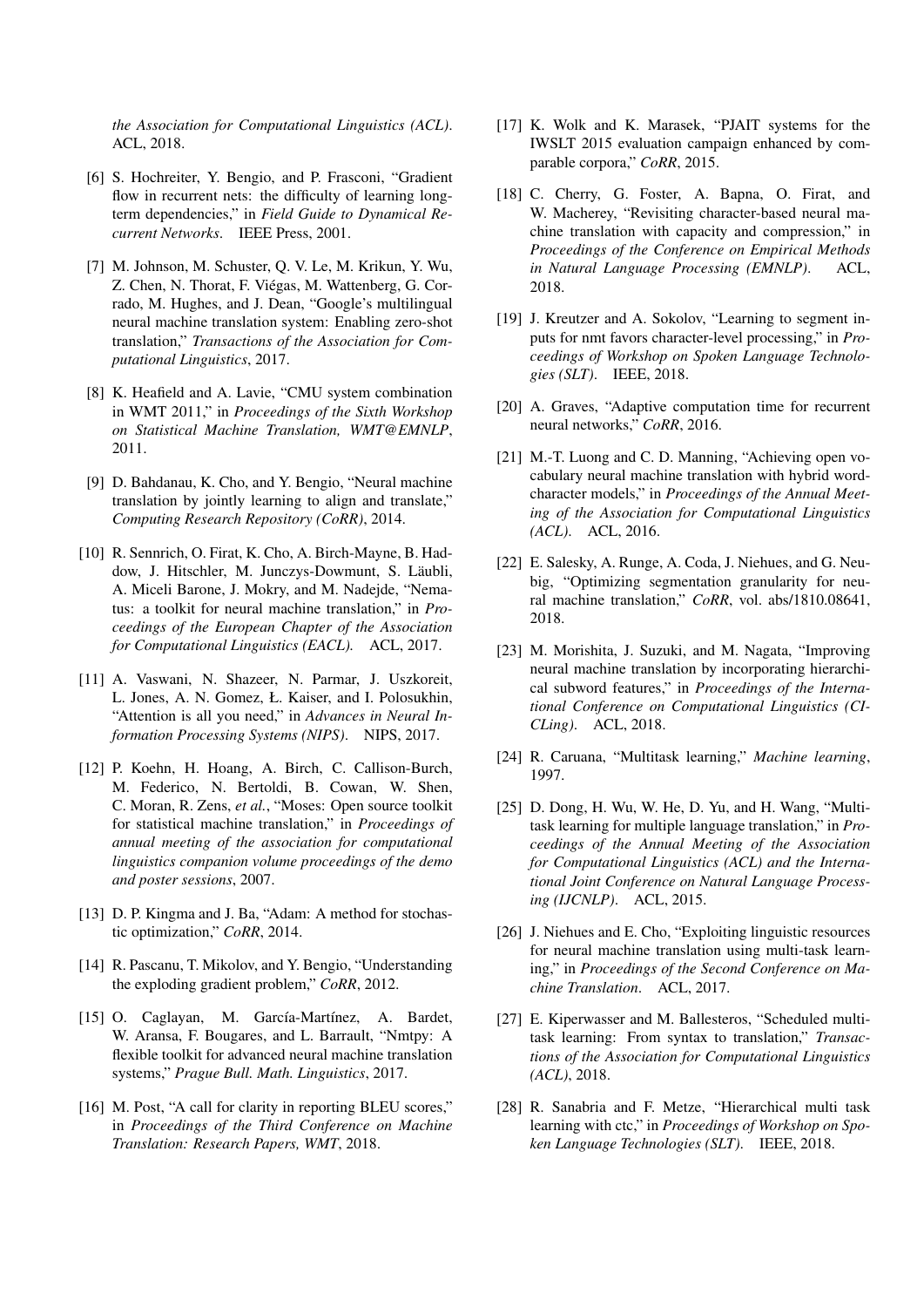*the Association for Computational Linguistics (ACL)*. ACL, 2018.

[6] S. Hochreiter, Y. Bengio, and P. Frasconi, "Gradient flow in recurrent nets: the difficulty of learning long-term dependencies," in *Field Guide to Dynamical Recurrent Networks*. IEEE Press, 2001.

[7] M. Johnson, M. Schuster, Q. V. Le, M. Krikun, Y. Wu, Z. Chen, N. Thorat, F. Viégas, M. Wattenberg, G. Corrado, M. Hughes, and J. Dean, "Google's multilingual neural machine translation system: Enabling zero-shot translation," *Transactions of the Association for Computational Linguistics*, 2017.

[8] K. Heafield and A. Lavie, "CMU system combination in WMT 2011," in *Proceedings of the Sixth Workshop on Statistical Machine Translation, WMT@EMNLP*, 2011.

[9] D. Bahdanau, K. Cho, and Y. Bengio, "Neural machine translation by jointly learning to align and translate," *Computing Research Repository (CoRR)*, 2014.

[10] R. Sennrich, O. Firat, K. Cho, A. Birch-Mayne, B. Haddow, J. Hitschler, M. Junczys-Dowmunt, S. Läubli, A. Miceli Barone, J. Mokry, and M. Nadejde, "Nematus: a toolkit for neural machine translation," in *Proceedings of the European Chapter of the Association for Computational Linguistics (EACL)*. ACL, 2017.

[11] A. Vaswani, N. Shazeer, N. Parmar, J. Uszkoreit, L. Jones, A. N. Gomez, Ł. Kaiser, and I. Polosukhin, "Attention is all you need," in *Advances in Neural Information Processing Systems (NIPS)*. NIPS, 2017.

[12] P. Koehn, H. Hoang, A. Birch, C. Callison-Burch, M. Federico, N. Bertoldi, B. Cowan, W. Shen, C. Moran, R. Zens, *et al.*, "Moses: Open source toolkit for statistical machine translation," in *Proceedings of annual meeting of the association for computational linguistics companion volume proceedings of the demo and poster sessions*, 2007.

[13] D. P. Kingma and J. Ba, "Adam: A method for stochastic optimization," *CoRR*, 2014.

[14] R. Pascanu, T. Mikolov, and Y. Bengio, "Understanding the exploding gradient problem," *CoRR*, 2012.

[15] O. Caglayan, M. García-Martínez, A. Bardet, W. Aransa, F. Bougares, and L. Barrault, "Nmtpy: A flexible toolkit for advanced neural machine translation systems," *Prague Bull. Math. Linguistics*, 2017.

[16] M. Post, "A call for clarity in reporting BLEU scores," in *Proceedings of the Third Conference on Machine Translation: Research Papers, WMT*, 2018.

[17] K. Wolk and K. Marasek, "PJAIT systems for the IWSLT 2015 evaluation campaign enhanced by comparable corpora," *CoRR*, 2015.

[18] C. Cherry, G. Foster, A. Bapna, O. Firat, and W. Macherey, "Revisiting character-based neural machine translation with capacity and compression," in *Proceedings of the Conference on Empirical Methods in Natural Language Processing (EMNLP)*. ACL, 2018.

[19] J. Kreutzer and A. Sokolov, "Learning to segment inputs for nmt favors character-level processing," in *Proceedings of Workshop on Spoken Language Technologies (SLT)*. IEEE, 2018.

[20] A. Graves, "Adaptive computation time for recurrent neural networks," *CoRR*, 2016.

[21] M.-T. Luong and C. D. Manning, "Achieving open vocabulary neural machine translation with hybrid word-character models," in *Proceedings of the Annual Meeting of the Association for Computational Linguistics (ACL)*. ACL, 2016.

[22] E. Salesky, A. Runge, A. Coda, J. Niehues, and G. Neubig, "Optimizing segmentation granularity for neural machine translation," *CoRR*, vol. abs/1810.08641, 2018.

[23] M. Morishita, J. Suzuki, and M. Nagata, "Improving neural machine translation by incorporating hierarchical subword features," in *Proceedings of the International Conference on Computational Linguistics (CICLing)*. ACL, 2018.

[24] R. Caruana, "Multitask learning," *Machine learning*, 1997.

[25] D. Dong, H. Wu, W. He, D. Yu, and H. Wang, "Multi-task learning for multiple language translation," in *Proceedings of the Annual Meeting of the Association for Computational Linguistics (ACL) and the International Joint Conference on Natural Language Processing (IJCNLP)*. ACL, 2015.

[26] J. Niehues and E. Cho, "Exploiting linguistic resources for neural machine translation using multi-task learning," in *Proceedings of the Second Conference on Machine Translation*. ACL, 2017.

[27] E. Kiperwasser and M. Ballesteros, "Scheduled multi-task learning: From syntax to translation," *Transactions of the Association for Computational Linguistics (ACL)*, 2018.

[28] R. Sanabria and F. Metze, "Hierarchical multi task learning with ctc," in *Proceedings of Workshop on Spoken Language Technologies (SLT)*. IEEE, 2018.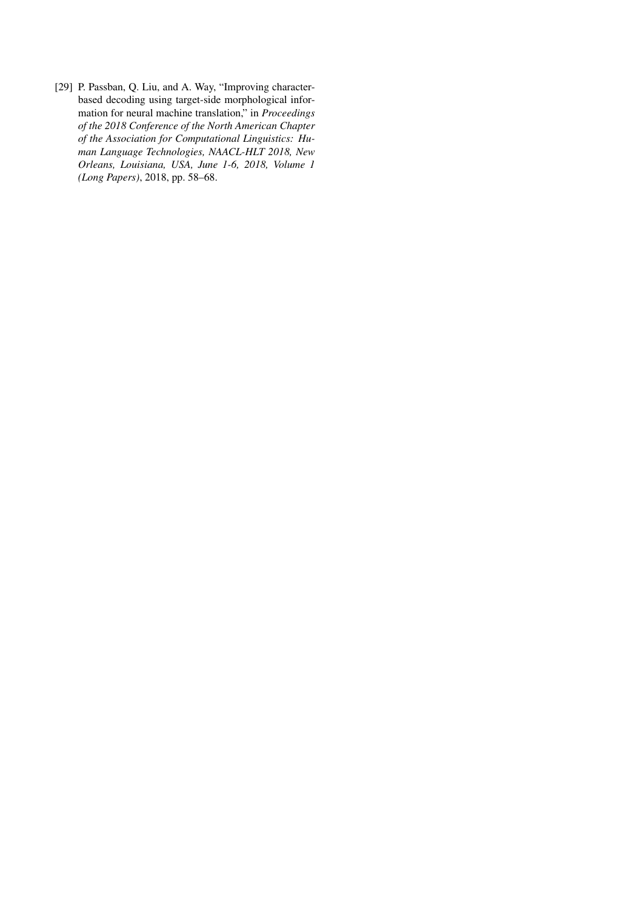[29] P. Passban, Q. Liu, and A. Way, "Improving character-based decoding using target-side morphological information for neural machine translation," in *Proceedings of the 2018 Conference of the North American Chapter of the Association for Computational Linguistics: Human Language Technologies, NAACL-HLT 2018, New Orleans, Louisiana, USA, June 1-6, 2018, Volume 1 (Long Papers)*, 2018, pp. 58–68.